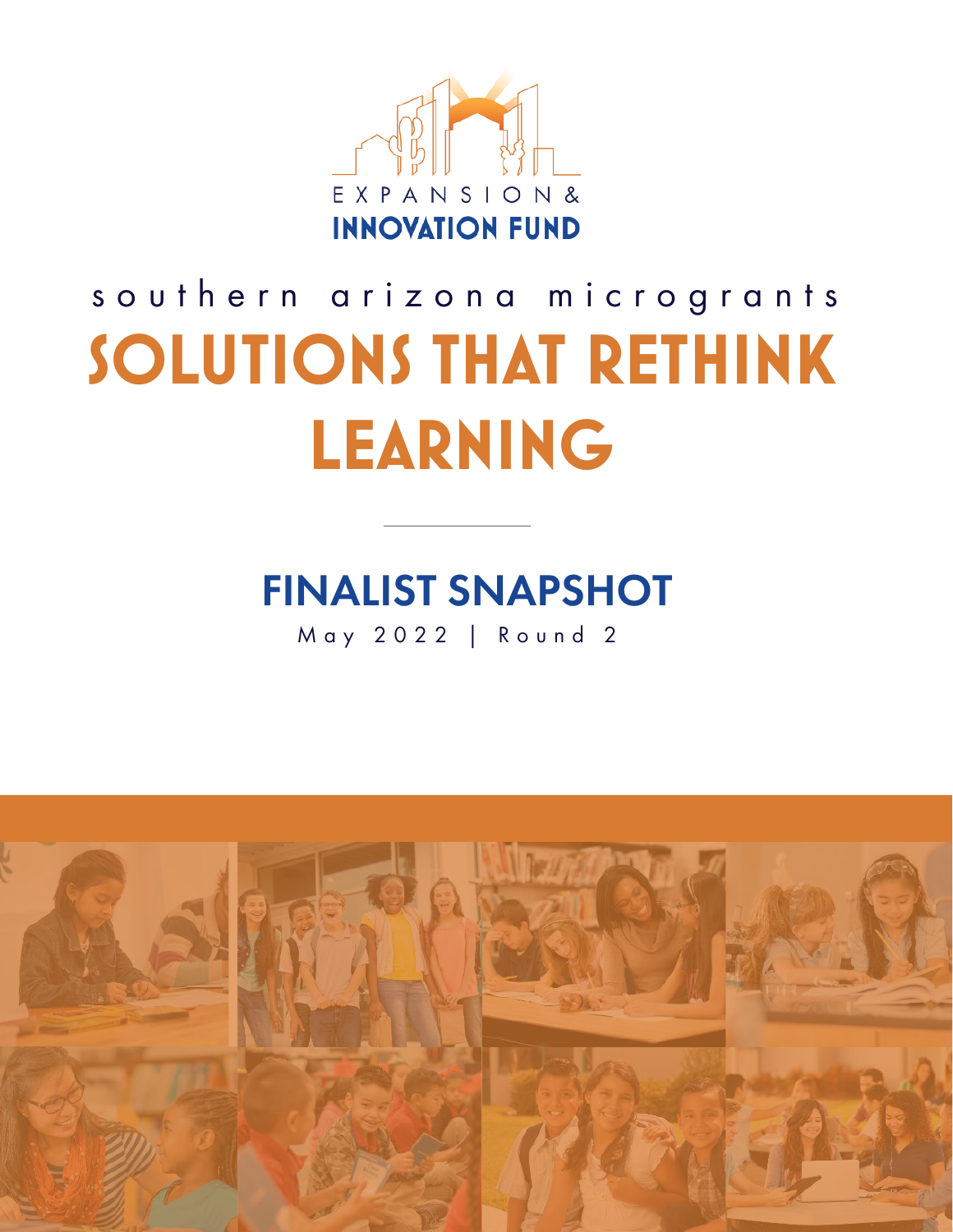EXPANSION & INNOVATION FUND

southern arizona microgrants

# SOLUTIONS THAT RETHINK LEARNING

---

## FINALIST SNAPSHOT

May 2022 | Round 2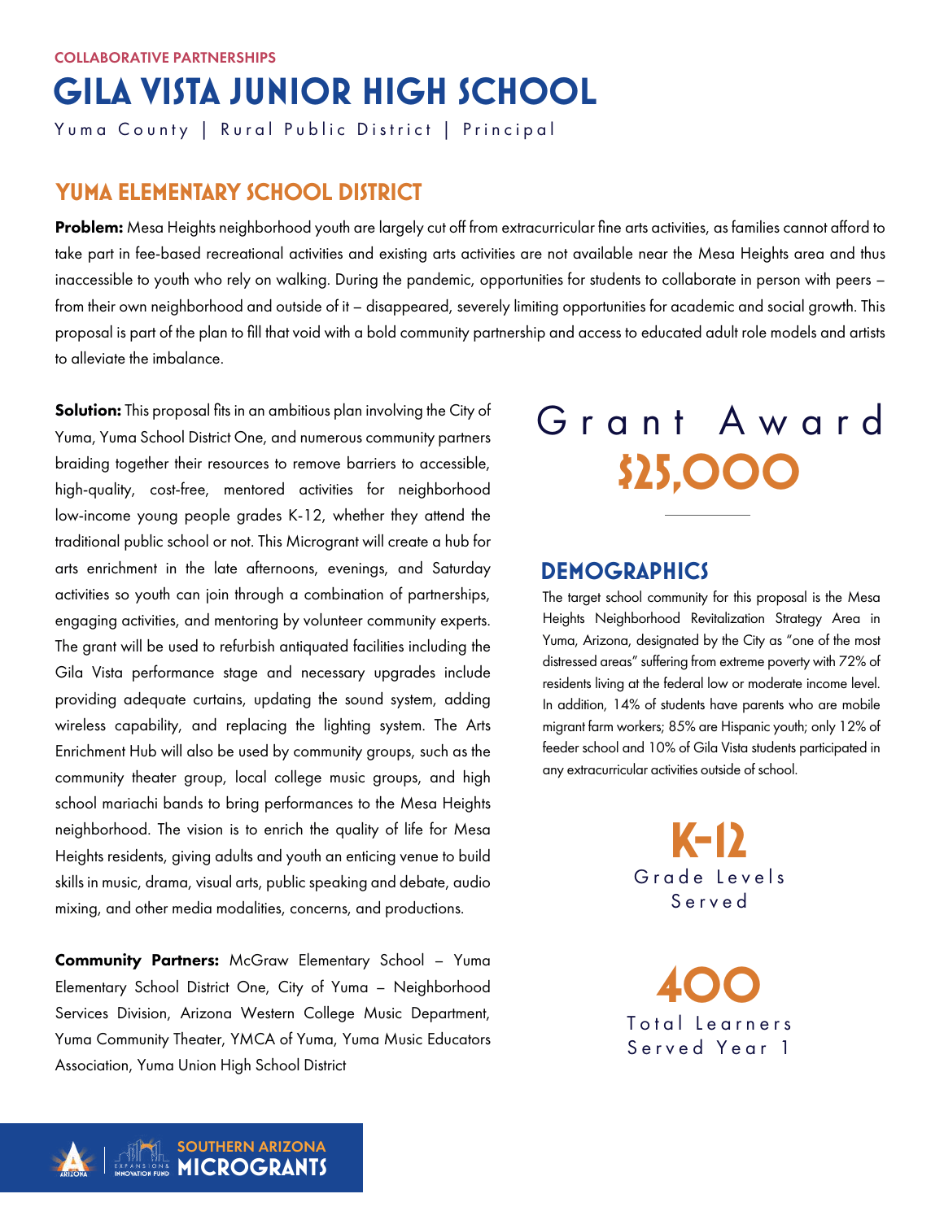COLLABORATIVE PARTNERSHIPS

# GILA VISTA JUNIOR HIGH SCHOOL

Yuma County | Rural Public District | Principal

## YUMA ELEMENTARY SCHOOL DISTRICT

**Problem:** Mesa Heights neighborhood youth are largely cut off from extracurricular fine arts activities, as families cannot afford to take part in fee-based recreational activities and existing arts activities are not available near the Mesa Heights area and thus inaccessible to youth who rely on walking. During the pandemic, opportunities for students to collaborate in person with peers – from their own neighborhood and outside of it – disappeared, severely limiting opportunities for academic and social growth. This proposal is part of the plan to fill that void with a bold community partnership and access to educated adult role models and artists to alleviate the imbalance.

**Solution:** This proposal fits in an ambitious plan involving the City of Yuma, Yuma School District One, and numerous community partners braiding together their resources to remove barriers to accessible, high-quality, cost-free, mentored activities for neighborhood low-income young people grades K-12, whether they attend the traditional public school or not. This Microgrant will create a hub for arts enrichment in the late afternoons, evenings, and Saturday activities so youth can join through a combination of partnerships, engaging activities, and mentoring by volunteer community experts. The grant will be used to refurbish antiquated facilities including the Gila Vista performance stage and necessary upgrades include providing adequate curtains, updating the sound system, adding wireless capability, and replacing the lighting system. The Arts Enrichment Hub will also be used by community groups, such as the community theater group, local college music groups, and high school mariachi bands to bring performances to the Mesa Heights neighborhood. The vision is to enrich the quality of life for Mesa Heights residents, giving adults and youth an enticing venue to build skills in music, drama, visual arts, public speaking and debate, audio mixing, and other media modalities, concerns, and productions.

**Community Partners:** McGraw Elementary School – Yuma Elementary School District One, City of Yuma – Neighborhood Services Division, Arizona Western College Music Department, Yuma Community Theater, YMCA of Yuma, Yuma Music Educators Association, Yuma Union High School District

Grant Award

**$25,000**

## DEMOGRAPHICS

The target school community for this proposal is the Mesa Heights Neighborhood Revitalization Strategy Area in Yuma, Arizona, designated by the City as "one of the most distressed areas" suffering from extreme poverty with 72% of residents living at the federal low or moderate income level. In addition, 14% of students have parents who are mobile migrant farm workers; 85% are Hispanic youth; only 12% of feeder school and 10% of Gila Vista students participated in any extracurricular activities outside of school.

**K-12**

Grade Levels Served

**400**

Total Learners Served Year 1

SOUTHERN ARIZONA MICROGRANTS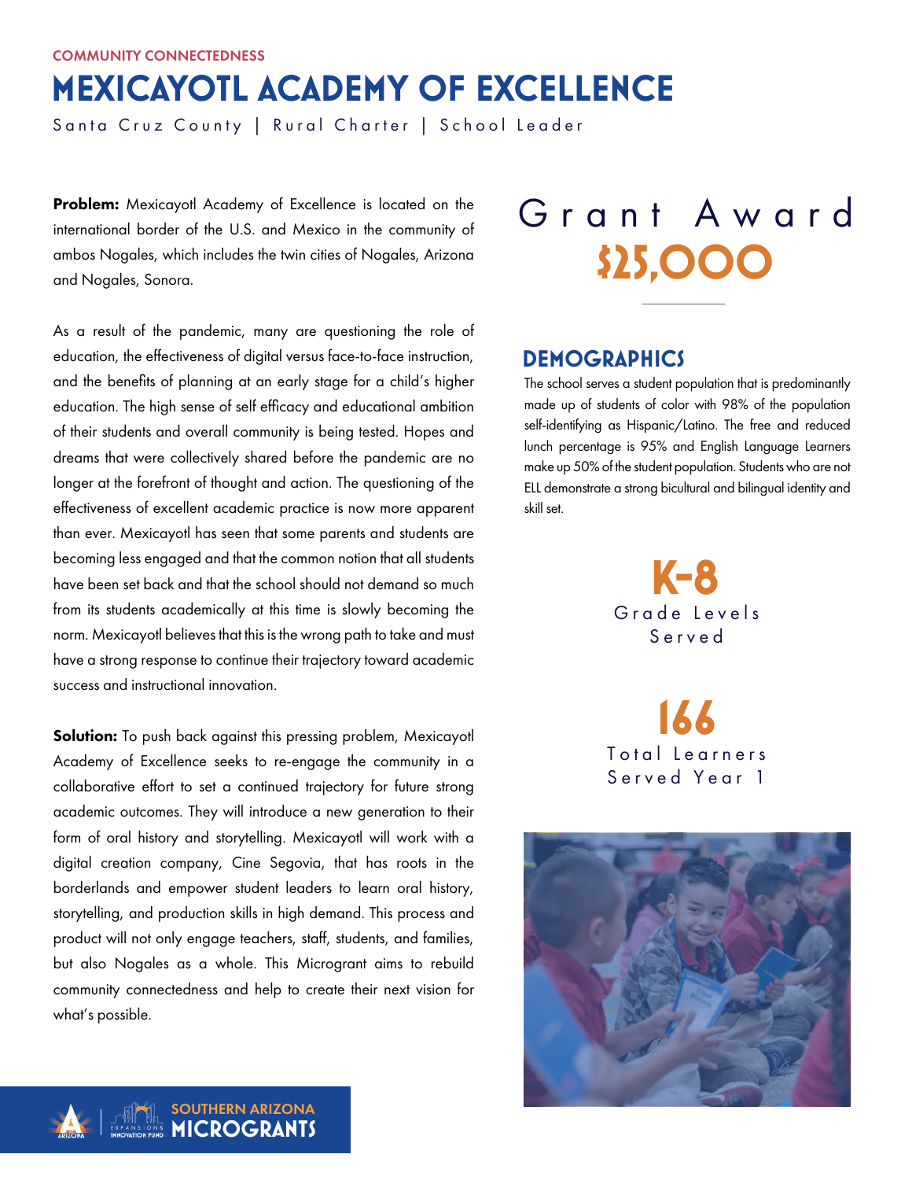COMMUNITY CONNECTEDNESS

# MEXICAYOTL ACADEMY OF EXCELLENCE

Santa Cruz County | Rural Charter | School Leader

**Problem:** Mexicayotl Academy of Excellence is located on the international border of the U.S. and Mexico in the community of ambos Nogales, which includes the twin cities of Nogales, Arizona and Nogales, Sonora.

As a result of the pandemic, many are questioning the role of education, the effectiveness of digital versus face-to-face instruction, and the benefits of planning at an early stage for a child's higher education. The high sense of self efficacy and educational ambition of their students and overall community is being tested. Hopes and dreams that were collectively shared before the pandemic are no longer at the forefront of thought and action. The questioning of the effectiveness of excellent academic practice is now more apparent than ever. Mexicayotl has seen that some parents and students are becoming less engaged and that the common notion that all students have been set back and that the school should not demand so much from its students academically at this time is slowly becoming the norm. Mexicayotl believes that this is the wrong path to take and must have a strong response to continue their trajectory toward academic success and instructional innovation.

**Solution:** To push back against this pressing problem, Mexicayotl Academy of Excellence seeks to re-engage the community in a collaborative effort to set a continued trajectory for future strong academic outcomes. They will introduce a new generation to their form of oral history and storytelling. Mexicayotl will work with a digital creation company, Cine Segovia, that has roots in the borderlands and empower student leaders to learn oral history, storytelling, and production skills in high demand. This process and product will not only engage teachers, staff, students, and families, but also Nogales as a whole. This Microgrant aims to rebuild community connectedness and help to create their next vision for what's possible.

## Grant Award

**$25,000**

## DEMOGRAPHICS

The school serves a student population that is predominantly made up of students of color with 98% of the population self-identifying as Hispanic/Latino. The free and reduced lunch percentage is 95% and English Language Learners make up 50% of the student population. Students who are not ELL demonstrate a strong bicultural and bilingual identity and skill set.

**K-8**
Grade Levels Served

**166**
Total Learners Served Year 1

SOUTHERN ARIZONA MICROGRANTS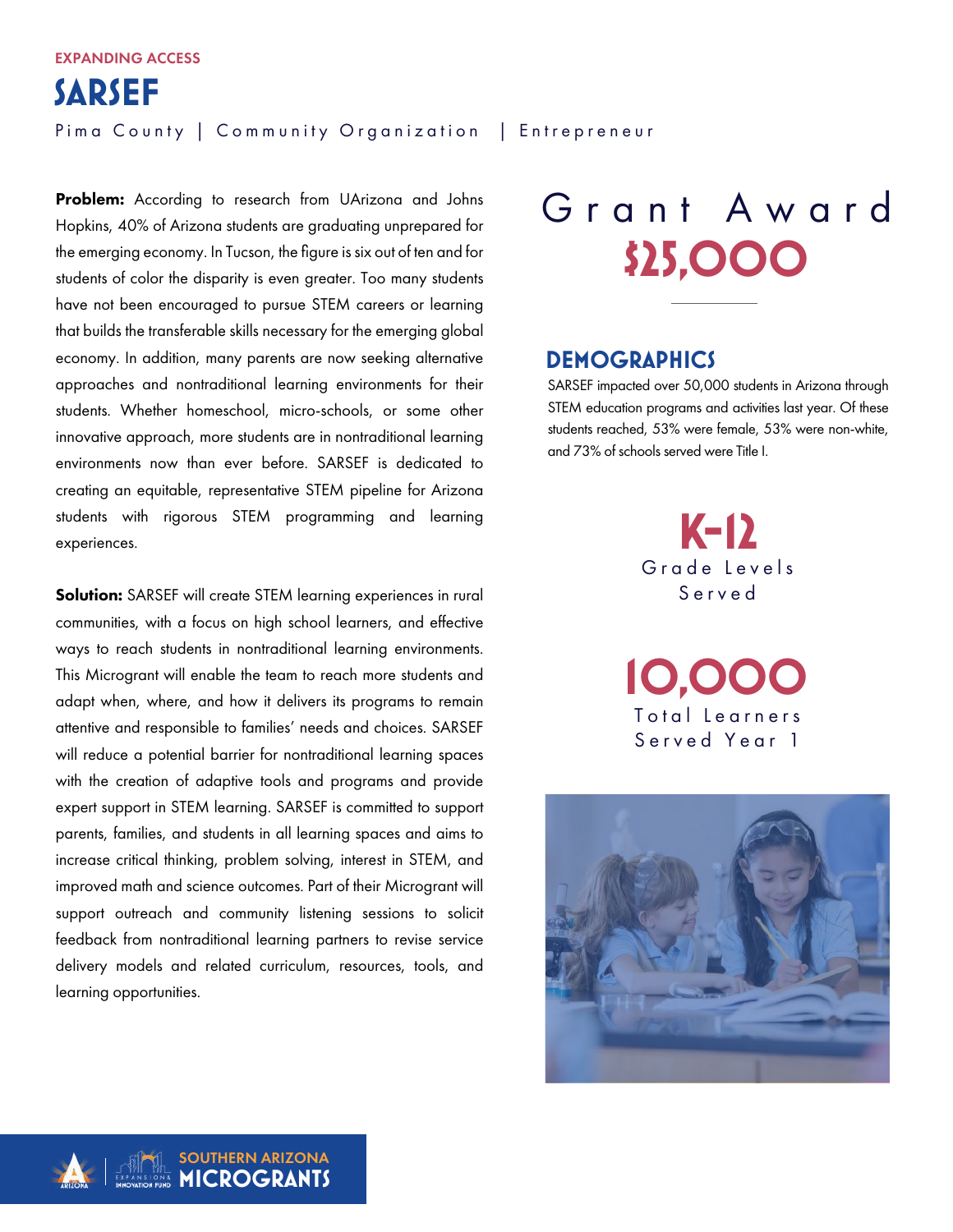EXPANDING ACCESS

# SARSEF

Pima County | Community Organization | Entrepreneur

**Problem:** According to research from UArizona and Johns Hopkins, 40% of Arizona students are graduating unprepared for the emerging economy. In Tucson, the figure is six out of ten and for students of color the disparity is even greater. Too many students have not been encouraged to pursue STEM careers or learning that builds the transferable skills necessary for the emerging global economy. In addition, many parents are now seeking alternative approaches and nontraditional learning environments for their students. Whether homeschool, micro-schools, or some other innovative approach, more students are in nontraditional learning environments now than ever before. SARSEF is dedicated to creating an equitable, representative STEM pipeline for Arizona students with rigorous STEM programming and learning experiences.

**Solution:** SARSEF will create STEM learning experiences in rural communities, with a focus on high school learners, and effective ways to reach students in nontraditional learning environments. This Microgrant will enable the team to reach more students and adapt when, where, and how it delivers its programs to remain attentive and responsible to families' needs and choices. SARSEF will reduce a potential barrier for nontraditional learning spaces with the creation of adaptive tools and programs and provide expert support in STEM learning. SARSEF is committed to support parents, families, and students in all learning spaces and aims to increase critical thinking, problem solving, interest in STEM, and improved math and science outcomes. Part of their Microgrant will support outreach and community listening sessions to solicit feedback from nontraditional learning partners to revise service delivery models and related curriculum, resources, tools, and learning opportunities.

## Grant Award

**$25,000**

## DEMOGRAPHICS

SARSEF impacted over 50,000 students in Arizona through STEM education programs and activities last year. Of these students reached, 53% were female, 53% were non-white, and 73% of schools served were Title I.

**K-12**
Grade Levels Served

**10,000**
Total Learners Served Year 1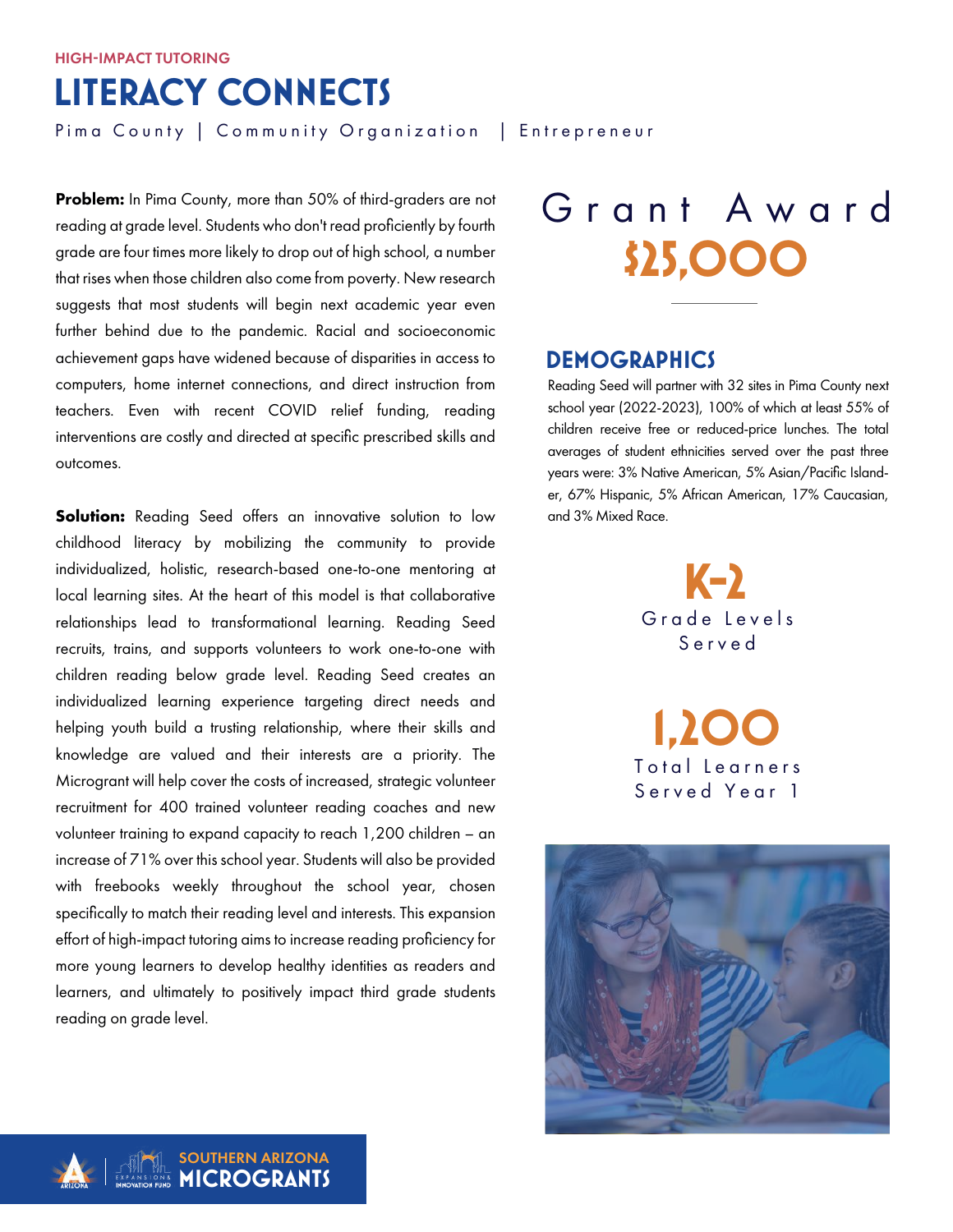HIGH-IMPACT TUTORING

# LITERACY CONNECTS

Pima County | Community Organization | Entrepreneur

**Problem:** In Pima County, more than 50% of third-graders are not reading at grade level. Students who don't read proficiently by fourth grade are four times more likely to drop out of high school, a number that rises when those children also come from poverty. New research suggests that most students will begin next academic year even further behind due to the pandemic. Racial and socioeconomic achievement gaps have widened because of disparities in access to computers, home internet connections, and direct instruction from teachers. Even with recent COVID relief funding, reading interventions are costly and directed at specific prescribed skills and outcomes.

**Solution:** Reading Seed offers an innovative solution to low childhood literacy by mobilizing the community to provide individualized, holistic, research-based one-to-one mentoring at local learning sites. At the heart of this model is that collaborative relationships lead to transformational learning. Reading Seed recruits, trains, and supports volunteers to work one-to-one with children reading below grade level. Reading Seed creates an individualized learning experience targeting direct needs and helping youth build a trusting relationship, where their skills and knowledge are valued and their interests are a priority. The Microgrant will help cover the costs of increased, strategic volunteer recruitment for 400 trained volunteer reading coaches and new volunteer training to expand capacity to reach 1,200 children – an increase of 71% over this school year. Students will also be provided with freebooks weekly throughout the school year, chosen specifically to match their reading level and interests. This expansion effort of high-impact tutoring aims to increase reading proficiency for more young learners to develop healthy identities as readers and learners, and ultimately to positively impact third grade students reading on grade level.

## Grant Award

**$25,000**

## DEMOGRAPHICS

Reading Seed will partner with 32 sites in Pima County next school year (2022-2023), 100% of which at least 55% of children receive free or reduced-price lunches. The total averages of student ethnicities served over the past three years were: 3% Native American, 5% Asian/Pacific Islander, 67% Hispanic, 5% African American, 17% Caucasian, and 3% Mixed Race.

**K-2**
Grade Levels Served

**1,200**
Total Learners Served Year 1

SOUTHERN ARIZONA MICROGRANTS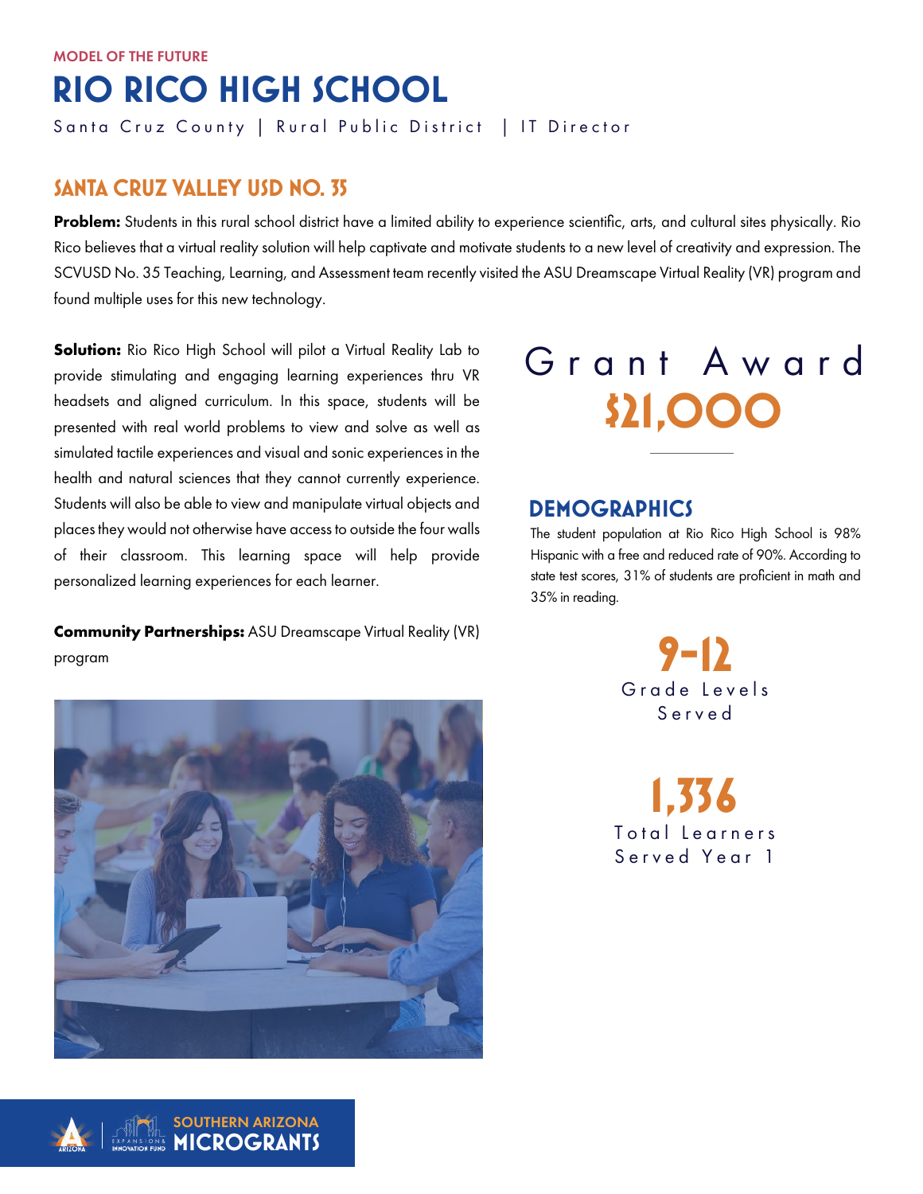MODEL OF THE FUTURE

# RIO RICO HIGH SCHOOL

Santa Cruz County | Rural Public District | IT Director

## SANTA CRUZ VALLEY USD NO. 35

**Problem:** Students in this rural school district have a limited ability to experience scientific, arts, and cultural sites physically. Rio Rico believes that a virtual reality solution will help captivate and motivate students to a new level of creativity and expression. The SCVUSD No. 35 Teaching, Learning, and Assessment team recently visited the ASU Dreamscape Virtual Reality (VR) program and found multiple uses for this new technology.

**Solution:** Rio Rico High School will pilot a Virtual Reality Lab to provide stimulating and engaging learning experiences thru VR headsets and aligned curriculum. In this space, students will be presented with real world problems to view and solve as well as simulated tactile experiences and visual and sonic experiences in the health and natural sciences that they cannot currently experience. Students will also be able to view and manipulate virtual objects and places they would not otherwise have access to outside the four walls of their classroom. This learning space will help provide personalized learning experiences for each learner.

**Community Partnerships:** ASU Dreamscape Virtual Reality (VR) program

Grant Award

**$21,000**

### DEMOGRAPHICS

The student population at Rio Rico High School is 98% Hispanic with a free and reduced rate of 90%. According to state test scores, 31% of students are proficient in math and 35% in reading.

**9-12**
Grade Levels Served

**1,336**
Total Learners Served Year 1

SOUTHERN ARIZONA MICROGRANTS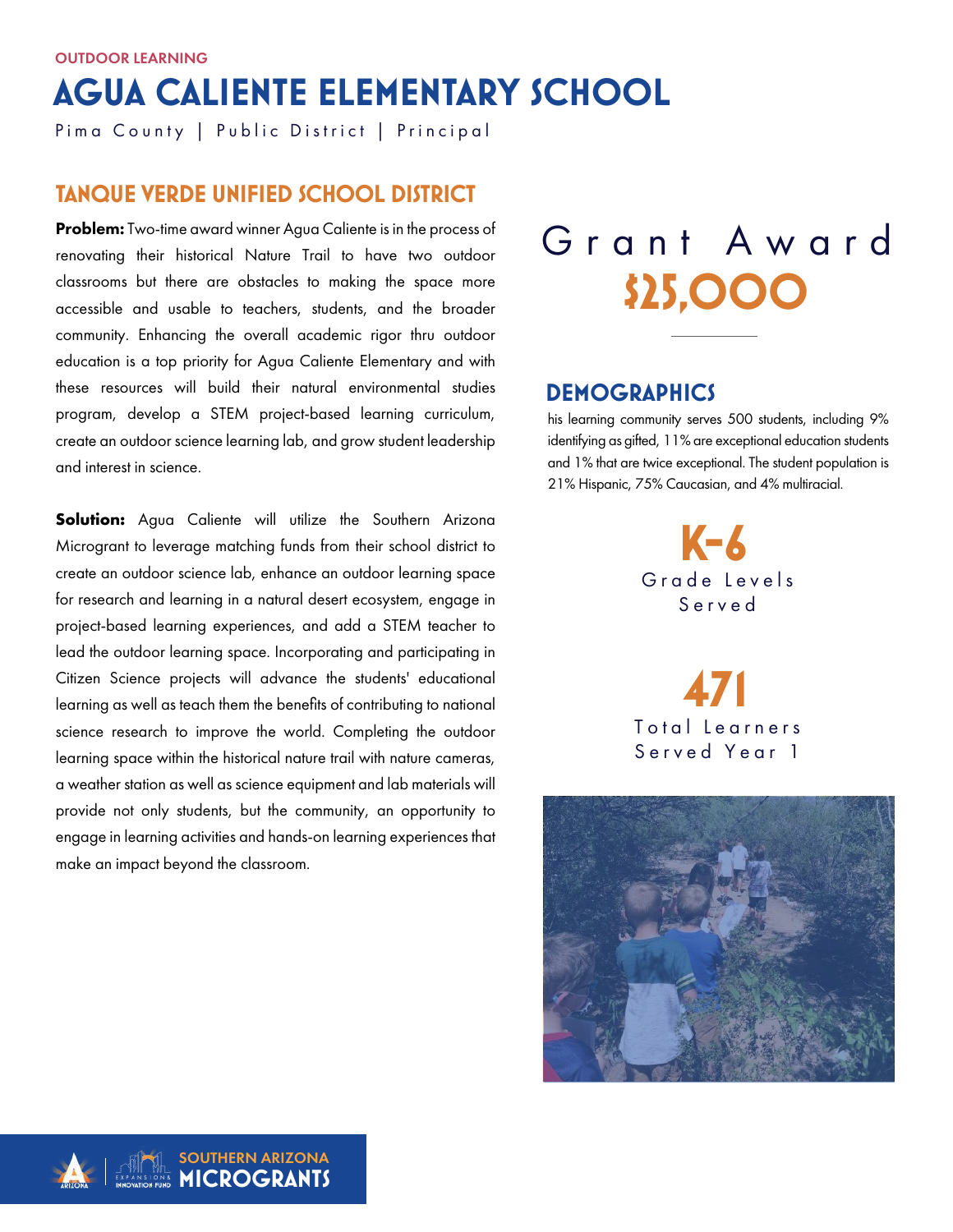OUTDOOR LEARNING

# AGUA CALIENTE ELEMENTARY SCHOOL

Pima County | Public District | Principal

## TANQUE VERDE UNIFIED SCHOOL DISTRICT

**Problem:** Two-time award winner Agua Caliente is in the process of renovating their historical Nature Trail to have two outdoor classrooms but there are obstacles to making the space more accessible and usable to teachers, students, and the broader community. Enhancing the overall academic rigor thru outdoor education is a top priority for Agua Caliente Elementary and with these resources will build their natural environmental studies program, develop a STEM project-based learning curriculum, create an outdoor science learning lab, and grow student leadership and interest in science.

**Solution:** Agua Caliente will utilize the Southern Arizona Microgrant to leverage matching funds from their school district to create an outdoor science lab, enhance an outdoor learning space for research and learning in a natural desert ecosystem, engage in project-based learning experiences, and add a STEM teacher to lead the outdoor learning space. Incorporating and participating in Citizen Science projects will advance the students' educational learning as well as teach them the benefits of contributing to national science research to improve the world. Completing the outdoor learning space within the historical nature trail with nature cameras, a weather station as well as science equipment and lab materials will provide not only students, but the community, an opportunity to engage in learning activities and hands-on learning experiences that make an impact beyond the classroom.

Grant Award

**$25,000**

## DEMOGRAPHICS

his learning community serves 500 students, including 9% identifying as gifted, 11% are exceptional education students and 1% that are twice exceptional. The student population is 21% Hispanic, 75% Caucasian, and 4% multiracial.

**K-6**

Grade Levels Served

**471**

Total Learners Served Year 1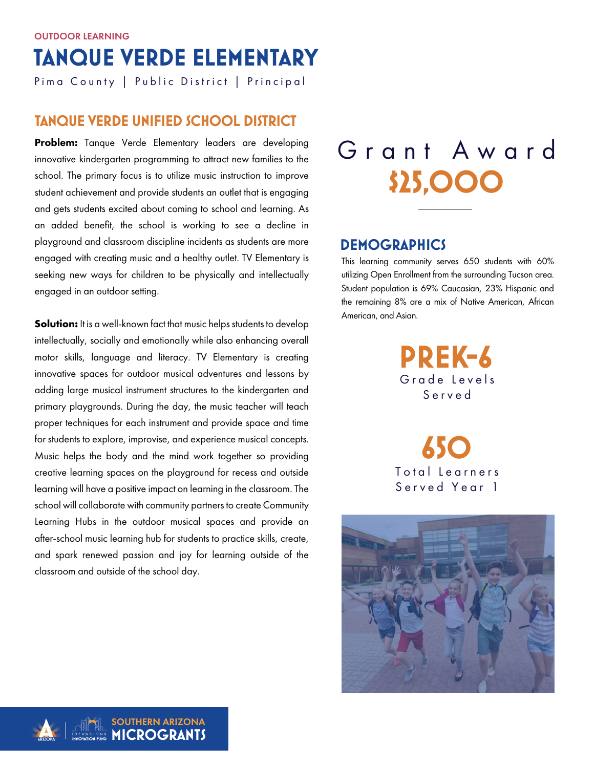OUTDOOR LEARNING

# TANQUE VERDE ELEMENTARY

Pima County | Public District | Principal

## TANQUE VERDE UNIFIED SCHOOL DISTRICT

**Problem:** Tanque Verde Elementary leaders are developing innovative kindergarten programming to attract new families to the school. The primary focus is to utilize music instruction to improve student achievement and provide students an outlet that is engaging and gets students excited about coming to school and learning. As an added benefit, the school is working to see a decline in playground and classroom discipline incidents as students are more engaged with creating music and a healthy outlet. TV Elementary is seeking new ways for children to be physically and intellectually engaged in an outdoor setting.

**Solution:** It is a well-known fact that music helps students to develop intellectually, socially and emotionally while also enhancing overall motor skills, language and literacy. TV Elementary is creating innovative spaces for outdoor musical adventures and lessons by adding large musical instrument structures to the kindergarten and primary playgrounds. During the day, the music teacher will teach proper techniques for each instrument and provide space and time for students to explore, improvise, and experience musical concepts. Music helps the body and the mind work together so providing creative learning spaces on the playground for recess and outside learning will have a positive impact on learning in the classroom. The school will collaborate with community partners to create Community Learning Hubs in the outdoor musical spaces and provide an after-school music learning hub for students to practice skills, create, and spark renewed passion and joy for learning outside of the classroom and outside of the school day.

Grant Award

**$25,000**

## DEMOGRAPHICS

This learning community serves 650 students with 60% utilizing Open Enrollment from the surrounding Tucson area. Student population is 69% Caucasian, 23% Hispanic and the remaining 8% are a mix of Native American, African American, and Asian.

**PREK-6**
Grade Levels Served

**650**
Total Learners Served Year 1

SOUTHERN ARIZONA MICROGRANTS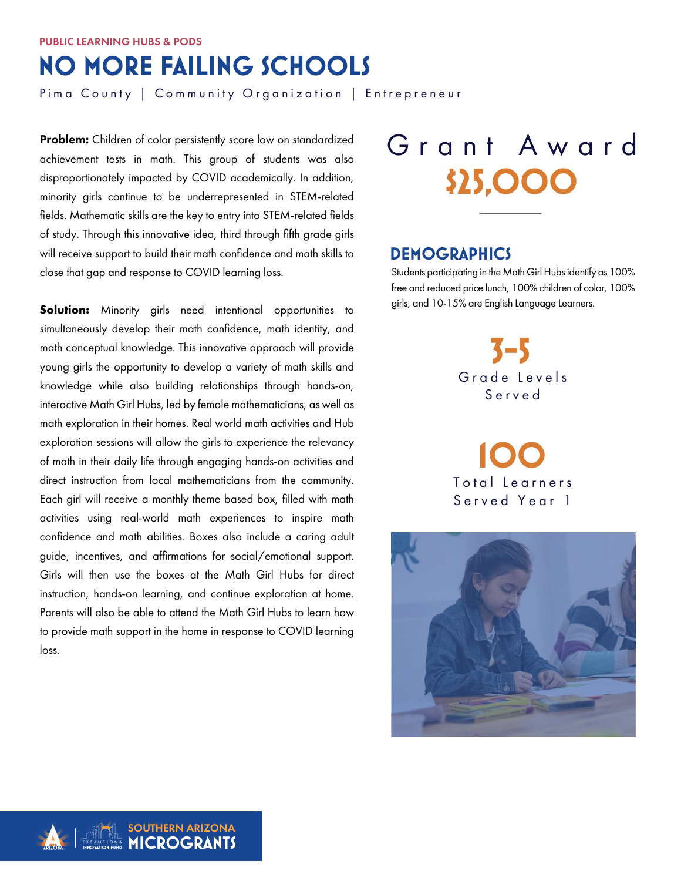PUBLIC LEARNING HUBS & PODS

# NO MORE FAILING SCHOOLS

Pima County | Community Organization | Entrepreneur

**Problem:** Children of color persistently score low on standardized achievement tests in math. This group of students was also disproportionately impacted by COVID academically. In addition, minority girls continue to be underrepresented in STEM-related fields. Mathematic skills are the key to entry into STEM-related fields of study. Through this innovative idea, third through fifth grade girls will receive support to build their math confidence and math skills to close that gap and response to COVID learning loss.

**Solution:** Minority girls need intentional opportunities to simultaneously develop their math confidence, math identity, and math conceptual knowledge. This innovative approach will provide young girls the opportunity to develop a variety of math skills and knowledge while also building relationships through hands-on, interactive Math Girl Hubs, led by female mathematicians, as well as math exploration in their homes. Real world math activities and Hub exploration sessions will allow the girls to experience the relevancy of math in their daily life through engaging hands-on activities and direct instruction from local mathematicians from the community. Each girl will receive a monthly theme based box, filled with math activities using real-world math experiences to inspire math confidence and math abilities. Boxes also include a caring adult guide, incentives, and affirmations for social/emotional support. Girls will then use the boxes at the Math Girl Hubs for direct instruction, hands-on learning, and continue exploration at home. Parents will also be able to attend the Math Girl Hubs to learn how to provide math support in the home in response to COVID learning loss.

## Grant Award

**$25,000**

## DEMOGRAPHICS

Students participating in the Math Girl Hubs identify as 100% free and reduced price lunch, 100% children of color, 100% girls, and 10-15% are English Language Learners.

**3-5**
Grade Levels Served

**100**
Total Learners Served Year 1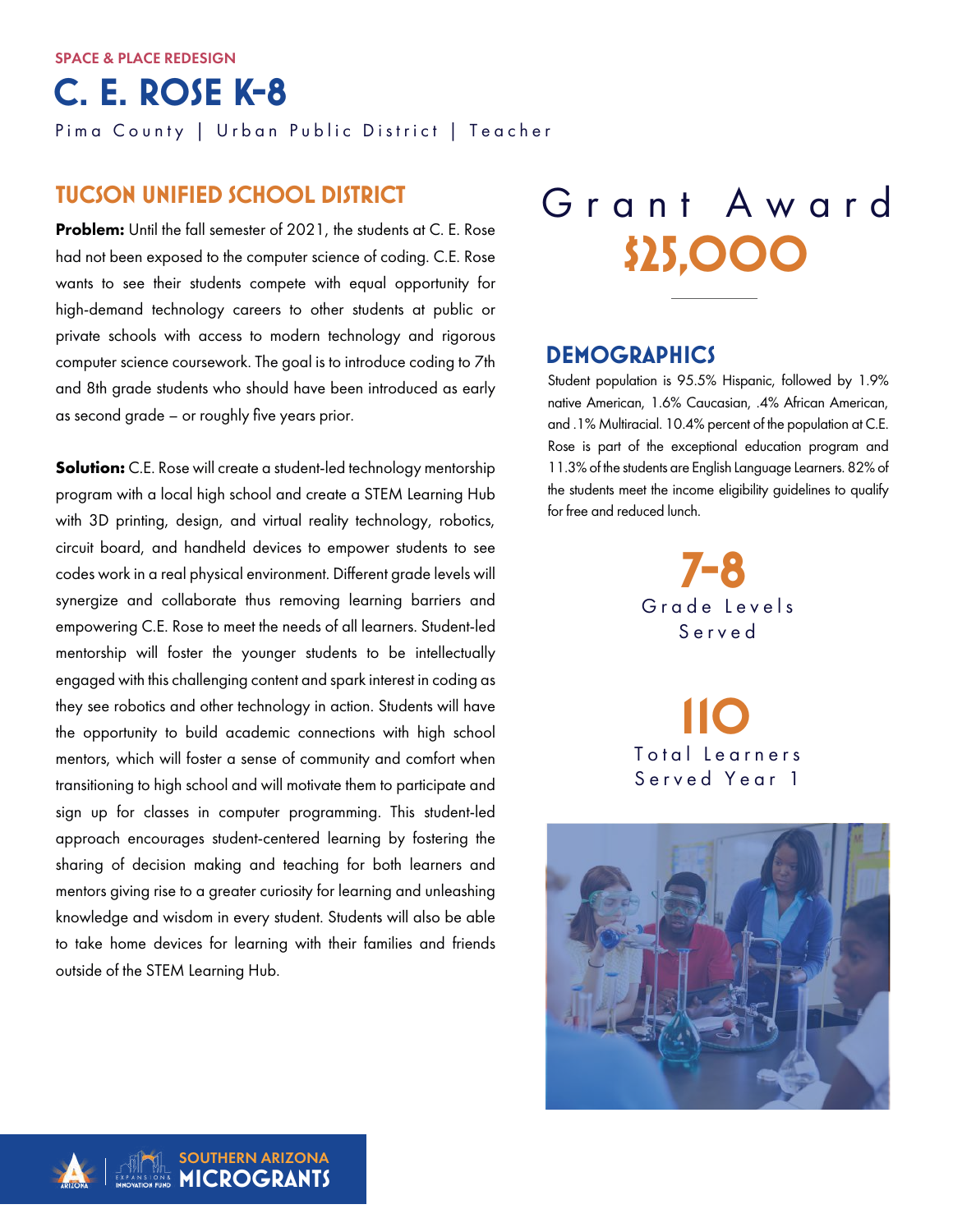SPACE & PLACE REDESIGN

# C. E. ROSE K-8

Pima County | Urban Public District | Teacher

## TUCSON UNIFIED SCHOOL DISTRICT

**Problem:** Until the fall semester of 2021, the students at C. E. Rose had not been exposed to the computer science of coding. C.E. Rose wants to see their students compete with equal opportunity for high-demand technology careers to other students at public or private schools with access to modern technology and rigorous computer science coursework. The goal is to introduce coding to 7th and 8th grade students who should have been introduced as early as second grade – or roughly five years prior.

**Solution:** C.E. Rose will create a student-led technology mentorship program with a local high school and create a STEM Learning Hub with 3D printing, design, and virtual reality technology, robotics, circuit board, and handheld devices to empower students to see codes work in a real physical environment. Different grade levels will synergize and collaborate thus removing learning barriers and empowering C.E. Rose to meet the needs of all learners. Student-led mentorship will foster the younger students to be intellectually engaged with this challenging content and spark interest in coding as they see robotics and other technology in action. Students will have the opportunity to build academic connections with high school mentors, which will foster a sense of community and comfort when transitioning to high school and will motivate them to participate and sign up for classes in computer programming. This student-led approach encourages student-centered learning by fostering the sharing of decision making and teaching for both learners and mentors giving rise to a greater curiosity for learning and unleashing knowledge and wisdom in every student. Students will also be able to take home devices for learning with their families and friends outside of the STEM Learning Hub.

## Grant Award

**$25,000**

## DEMOGRAPHICS

Student population is 95.5% Hispanic, followed by 1.9% native American, 1.6% Caucasian, .4% African American, and .1% Multiracial. 10.4% percent of the population at C.E. Rose is part of the exceptional education program and 11.3% of the students are English Language Learners. 82% of the students meet the income eligibility guidelines to qualify for free and reduced lunch.

**7-8**

Grade Levels Served

**110**

Total Learners Served Year 1

SOUTHERN ARIZONA MICROGRANTS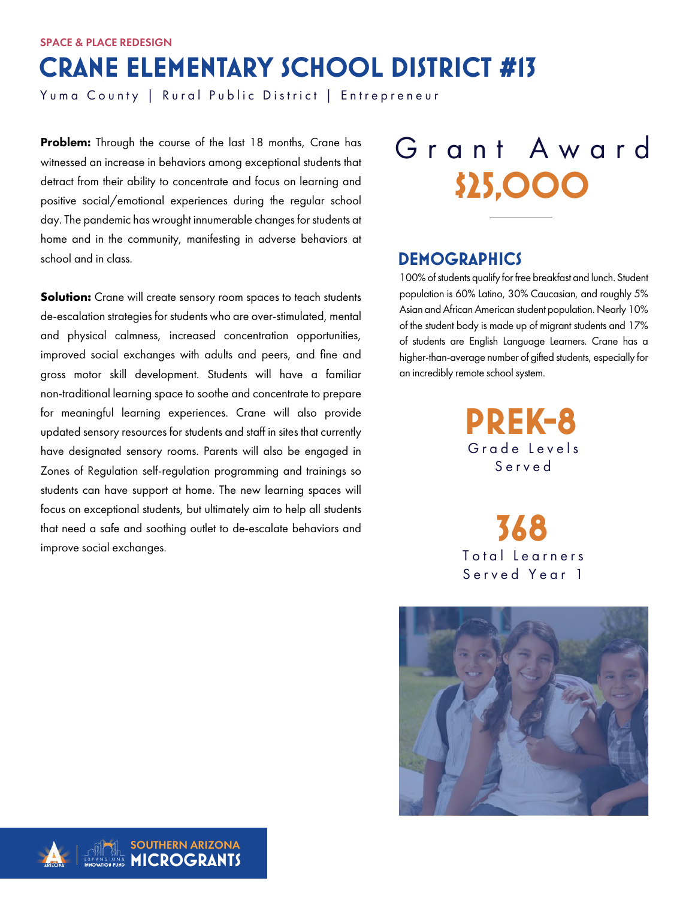SPACE & PLACE REDESIGN

# CRANE ELEMENTARY SCHOOL DISTRICT #13

Yuma County | Rural Public District | Entrepreneur

**Problem:** Through the course of the last 18 months, Crane has witnessed an increase in behaviors among exceptional students that detract from their ability to concentrate and focus on learning and positive social/emotional experiences during the regular school day. The pandemic has wrought innumerable changes for students at home and in the community, manifesting in adverse behaviors at school and in class.

**Solution:** Crane will create sensory room spaces to teach students de-escalation strategies for students who are over-stimulated, mental and physical calmness, increased concentration opportunities, improved social exchanges with adults and peers, and fine and gross motor skill development. Students will have a familiar non-traditional learning space to soothe and concentrate to prepare for meaningful learning experiences. Crane will also provide updated sensory resources for students and staff in sites that currently have designated sensory rooms. Parents will also be engaged in Zones of Regulation self-regulation programming and trainings so students can have support at home. The new learning spaces will focus on exceptional students, but ultimately aim to help all students that need a safe and soothing outlet to de-escalate behaviors and improve social exchanges.

Grant Award

**$25,000**

## DEMOGRAPHICS

100% of students qualify for free breakfast and lunch. Student population is 60% Latino, 30% Caucasian, and roughly 5% Asian and African American student population. Nearly 10% of the student body is made up of migrant students and 17% of students are English Language Learners. Crane has a higher-than-average number of gifted students, especially for an incredibly remote school system.

**PREK-8**
Grade Levels Served

**368**
Total Learners Served Year 1

SOUTHERN ARIZONA MICROGRANTS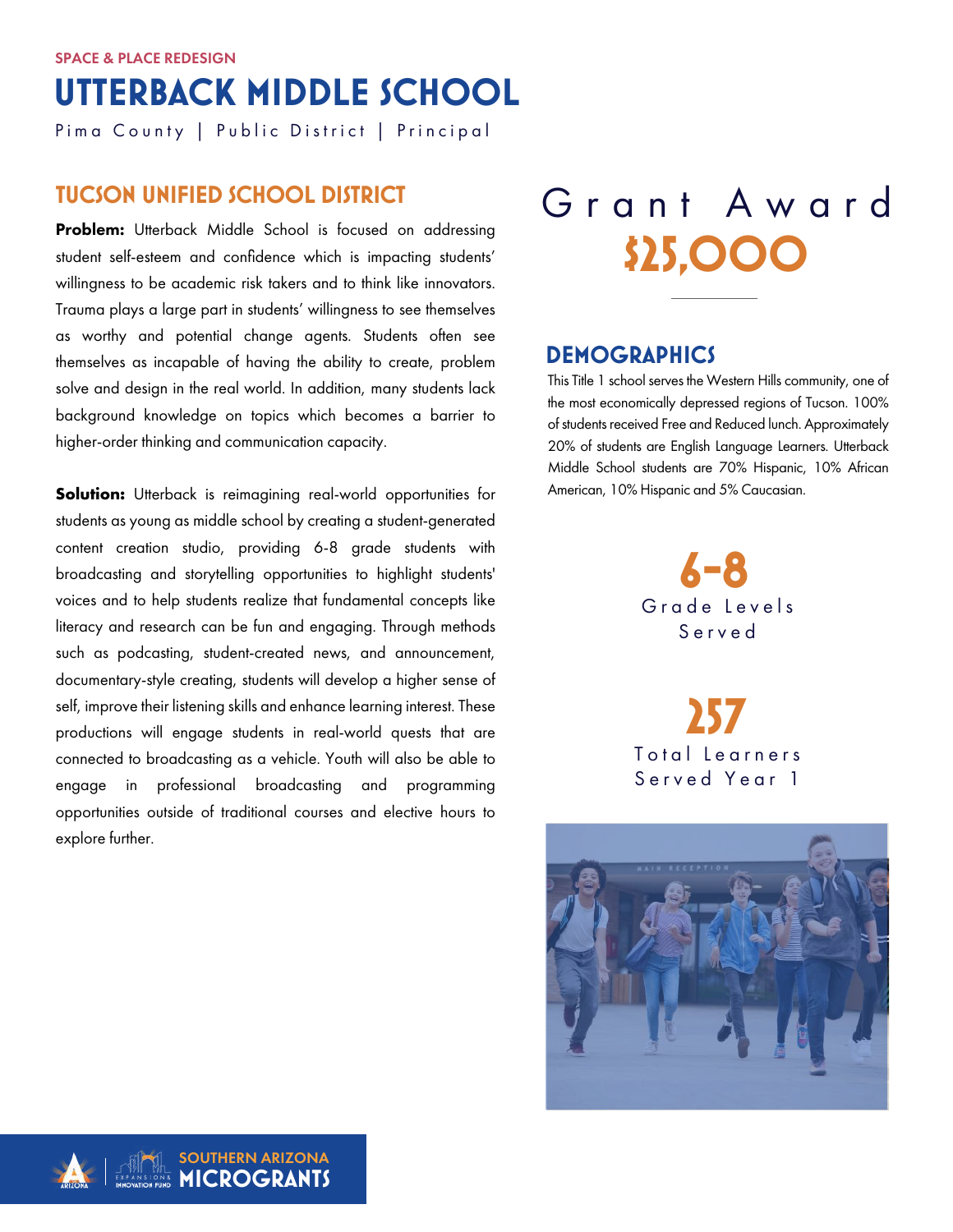SPACE & PLACE REDESIGN

# UTTERBACK MIDDLE SCHOOL

Pima County | Public District | Principal

## TUCSON UNIFIED SCHOOL DISTRICT

**Problem:** Utterback Middle School is focused on addressing student self-esteem and confidence which is impacting students' willingness to be academic risk takers and to think like innovators. Trauma plays a large part in students' willingness to see themselves as worthy and potential change agents. Students often see themselves as incapable of having the ability to create, problem solve and design in the real world. In addition, many students lack background knowledge on topics which becomes a barrier to higher-order thinking and communication capacity.

**Solution:** Utterback is reimagining real-world opportunities for students as young as middle school by creating a student-generated content creation studio, providing 6-8 grade students with broadcasting and storytelling opportunities to highlight students' voices and to help students realize that fundamental concepts like literacy and research can be fun and engaging. Through methods such as podcasting, student-created news, and announcement, documentary-style creating, students will develop a higher sense of self, improve their listening skills and enhance learning interest. These productions will engage students in real-world quests that are connected to broadcasting as a vehicle. Youth will also be able to engage in professional broadcasting and programming opportunities outside of traditional courses and elective hours to explore further.

## Grant Award

**$25,000**

## DEMOGRAPHICS

This Title 1 school serves the Western Hills community, one of the most economically depressed regions of Tucson. 100% of students received Free and Reduced lunch. Approximately 20% of students are English Language Learners. Utterback Middle School students are 70% Hispanic, 10% African American, 10% Hispanic and 5% Caucasian.

**6-8**
Grade Levels Served

**257**
Total Learners Served Year 1

SOUTHERN ARIZONA MICROGRANTS